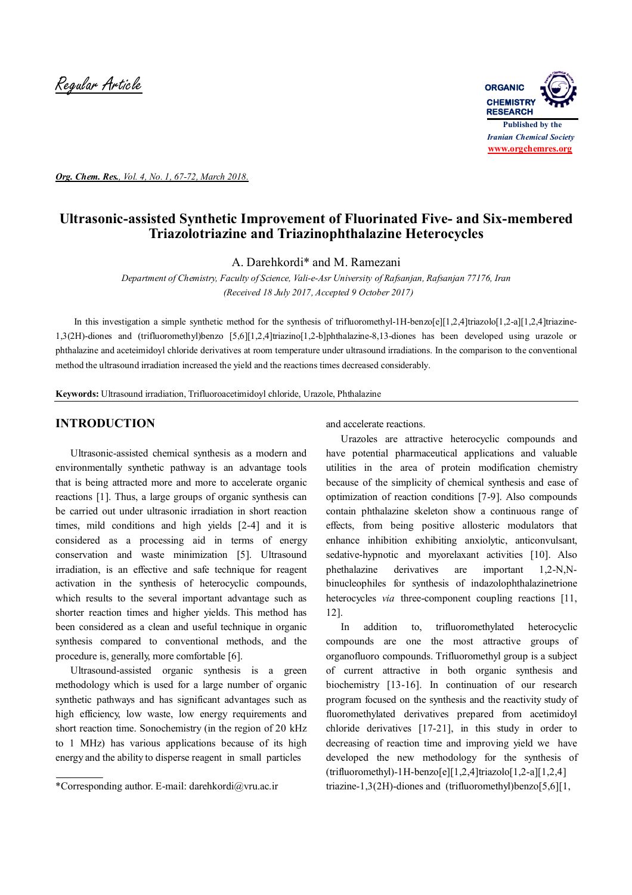Regular Article

# Ultrasonic-assisted Synthetic Improvement of Fluorinated Five- and Six-membered Triazolotriazine and Triazinophthalazine Heterocycles

A. Darehkordi* and M. Ramezani

*Department of Chemistry, Faculty of Science, Vali-e-Asr University of Rafsanjan, Rafsanjan 77176, Iran*
*(Received 18 July 2017, Accepted 9 October 2017)*

In this investigation a simple synthetic method for the synthesis of trifluoromethyl-1H-benzo[e][1,2,4]triazolo[1,2-a][1,2,4]triazine-1,3(2H)-diones and (trifluoromethyl)benzo [5,6][1,2,4]triazino[1,2-b]phthalazine-8,13-diones has been developed using urazole or phthalazine and aceteimidoyl chloride derivatives at room temperature under ultrasound irradiations. In the comparison to the conventional method the ultrasound irradiation increased the yield and the reactions times decreased considerably.

**Keywords:** Ultrasound irradiation, Trifluoroacetimidoyl chloride, Urazole, Phthalazine

## INTRODUCTION

Ultrasonic-assisted chemical synthesis as a modern and environmentally synthetic pathway is an advantage tools that is being attracted more and more to accelerate organic reactions [1]. Thus, a large groups of organic synthesis can be carried out under ultrasonic irradiation in short reaction times, mild conditions and high yields [2-4] and it is considered as a processing aid in terms of energy conservation and waste minimization [5]. Ultrasound irradiation, is an effective and safe technique for reagent activation in the synthesis of heterocyclic compounds, which results to the several important advantage such as shorter reaction times and higher yields. This method has been considered as a clean and useful technique in organic synthesis compared to conventional methods, and the procedure is, generally, more comfortable [6].

Ultrasound-assisted organic synthesis is a green methodology which is used for a large number of organic synthetic pathways and has significant advantages such as high efficiency, low waste, low energy requirements and short reaction time. Sonochemistry (in the region of 20 kHz to 1 MHz) has various applications because of its high energy and the ability to disperse reagent in small particles and accelerate reactions.

Urazoles are attractive heterocyclic compounds and have potential pharmaceutical applications and valuable utilities in the area of protein modification chemistry because of the simplicity of chemical synthesis and ease of optimization of reaction conditions [7-9]. Also compounds contain phthalazine skeleton show a continuous range of effects, from being positive allosteric modulators that enhance inhibition exhibiting anxiolytic, anticonvulsant, sedative-hypnotic and myorelaxant activities [10]. Also phethalazine derivatives are important 1,2-N,N-binucleophiles for synthesis of indazolophthalazinetrione heterocycles *via* three-component coupling reactions [11, 12].

In addition to, trifluoromethylated heterocyclic compounds are one the most attractive groups of organofluoro compounds. Trifluoromethyl group is a subject of current attractive in both organic synthesis and biochemistry [13-16]. In continuation of our research program focused on the synthesis and the reactivity study of fluoromethylated derivatives prepared from acetimidoyl chloride derivatives [17-21], in this study in order to decreasing of reaction time and improving yield we have developed the new methodology for the synthesis of (trifluoromethyl)-1H-benzo[e][1,2,4]triazolo[1,2-a][1,2,4] triazine-1,3(2H)-diones and (trifluoromethyl)benzo[5,6][1,

*Corresponding author. E-mail: darehkordi@vru.ac.ir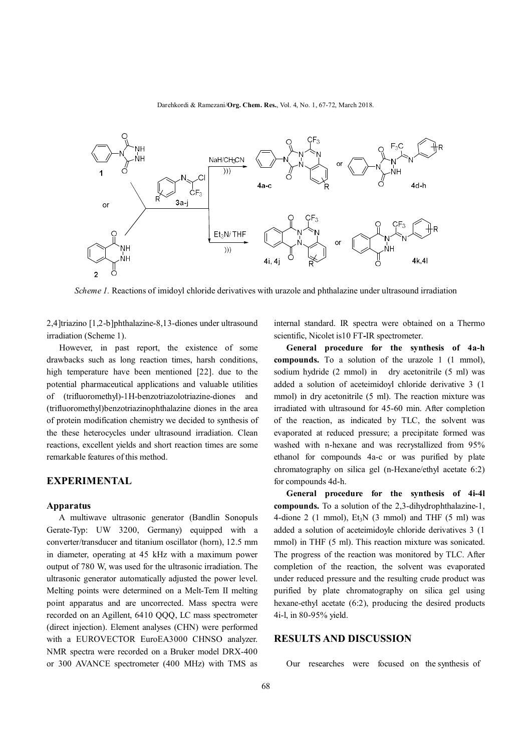*Scheme 1.* Reactions of imidoyl chloride derivatives with urazole and phthalazine under ultrasound irradiation

2,4]triazino [1,2-b]phthalazine-8,13-diones under ultrasound irradiation (Scheme 1).

However, in past report, the existence of some drawbacks such as long reaction times, harsh conditions, high temperature have been mentioned [22]. due to the potential pharmaceutical applications and valuable utilities of (trifluoromethyl)-1H-benzotriazolotriazine-diones and (trifluoromethyl)benzotriazinophthalazine diones in the area of protein modification chemistry we decided to synthesis of the these heterocycles under ultrasound irradiation. Clean reactions, excellent yields and short reaction times are some remarkable features of this method.

## EXPERIMENTAL

### Apparatus

A multiwave ultrasonic generator (Bandlin Sonopuls Gerate-Typ: UW 3200, Germany) equipped with a converter/transducer and titanium oscillator (horn), 12.5 mm in diameter, operating at 45 kHz with a maximum power output of 780 W, was used for the ultrasonic irradiation. The ultrasonic generator automatically adjusted the power level. Melting points were determined on a Melt-Tem II melting point apparatus and are uncorrected. Mass spectra were recorded on an Agillent, 6410 QQQ, LC mass spectrometer (direct injection). Element analyses (CHN) were performed with a EUROVECTOR EuroEA3000 CHNSO analyzer. NMR spectra were recorded on a Bruker model DRX-400 or 300 AVANCE spectrometer (400 MHz) with TMS as internal standard. IR spectra were obtained on a Thermo scientific, Nicolet is10 FT-IR spectrometer.

**General procedure for the synthesis of 4a-h compounds.** To a solution of the urazole 1 (1 mmol), sodium hydride (2 mmol) in dry acetonitrile (5 ml) was added a solution of aceteimidoyl chloride derivative 3 (1 mmol) in dry acetonitrile (5 ml). The reaction mixture was irradiated with ultrasound for 45-60 min. After completion of the reaction, as indicated by TLC, the solvent was evaporated at reduced pressure; a precipitate formed was washed with n-hexane and was recrystallized from 95% ethanol for compounds 4a-c or was purified by plate chromatography on silica gel (n-Hexane/ethyl acetate 6:2) for compounds 4d-h.

**General procedure for the synthesis of 4i-4l compounds.** To a solution of the 2,3-dihydrophthalazine-1, 4-dione 2 (1 mmol), $Et_3N$ (3 mmol) and THF (5 ml) was added a solution of aceteimidoyle chloride derivatives 3 (1 mmol) in THF (5 ml). This reaction mixture was sonicated. The progress of the reaction was monitored by TLC. After completion of the reaction, the solvent was evaporated under reduced pressure and the resulting crude product was purified by plate chromatography on silica gel using hexane-ethyl acetate (6:2), producing the desired products 4i-l, in 80-95% yield.

## RESULTS AND DISCUSSION

Our researches were focused on the synthesis of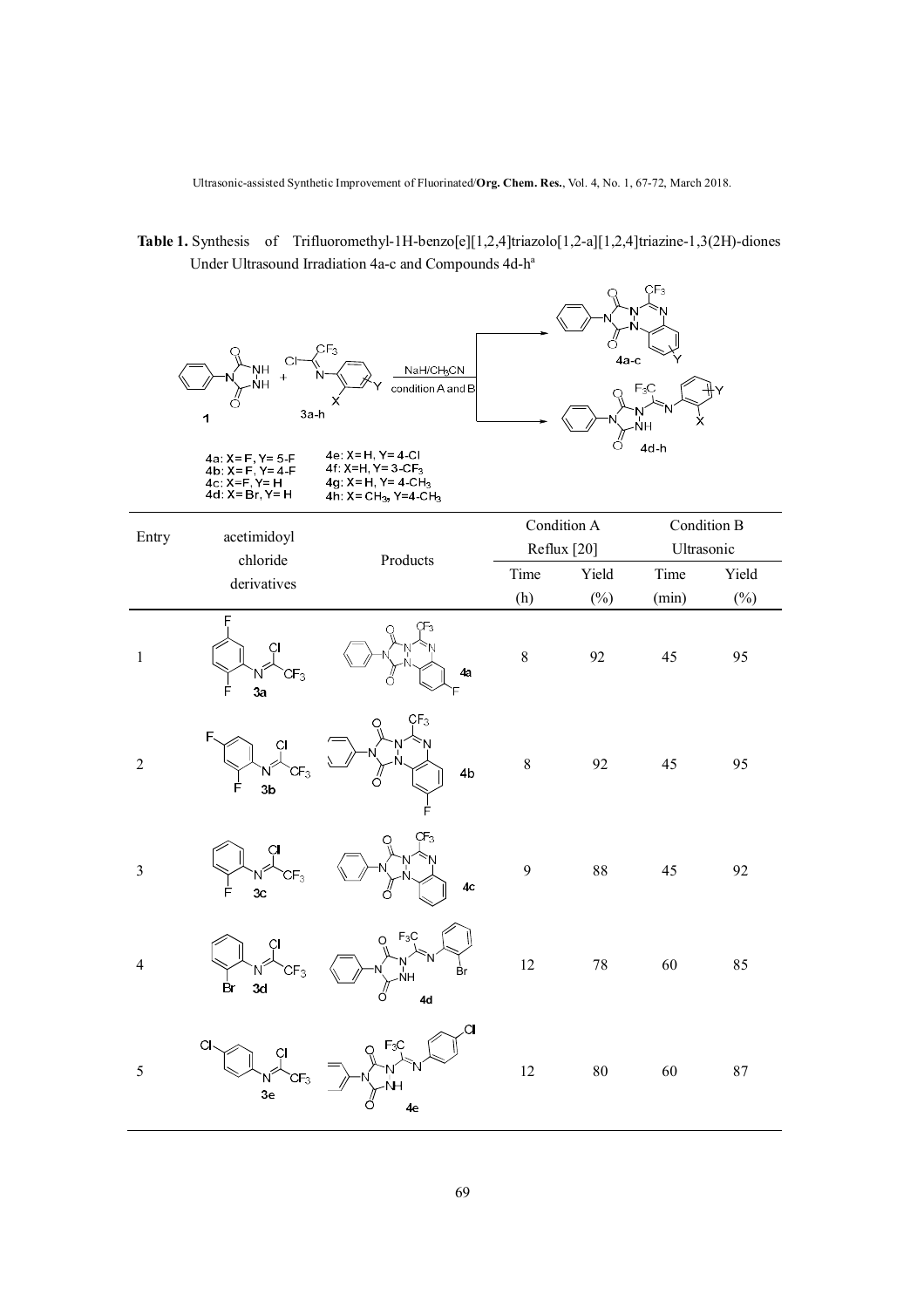**Table 1.** Synthesis of Trifluoromethyl-1H-benzo[e][1,2,4]triazolo[1,2-a][1,2,4]triazine-1,3(2H)-diones Under Ultrasound Irradiation 4a-c and Compounds 4d-h[a]

**1** + **3a-h** → (NaH/$CH_3CN$, condition A and B) → **4a-c** / **4d-h**

4a: X= F, Y= 5-F
4b: X= F, Y= 4-F
4c: X=F, Y= H
4d: X= Br, Y= H
4e: X= H, Y= 4-Cl
4f: X=H, Y= 3-$CF_3$
4g: X= H, Y= 4-$CH_3$
4h: X= $CH_3$, Y=4-$CH_3$

| Entry | acetimidoyl chloride derivatives | Products | Condition A Reflux [20] | | Condition B Ultrasonic | |
|---|---|---|---|---|---|---|
| | | | Time (h) | Yield (%) | Time (min) | Yield (%) |
| 1 | 3a | 4a | 8 | 92 | 45 | 95 |
| 2 | 3b | 4b | 8 | 92 | 45 | 95 |
| 3 | 3c | 4c | 9 | 88 | 45 | 92 |
| 4 | 3d | 4d | 12 | 78 | 60 | 85 |
| 5 | 3e | 4e | 12 | 80 | 60 | 87 |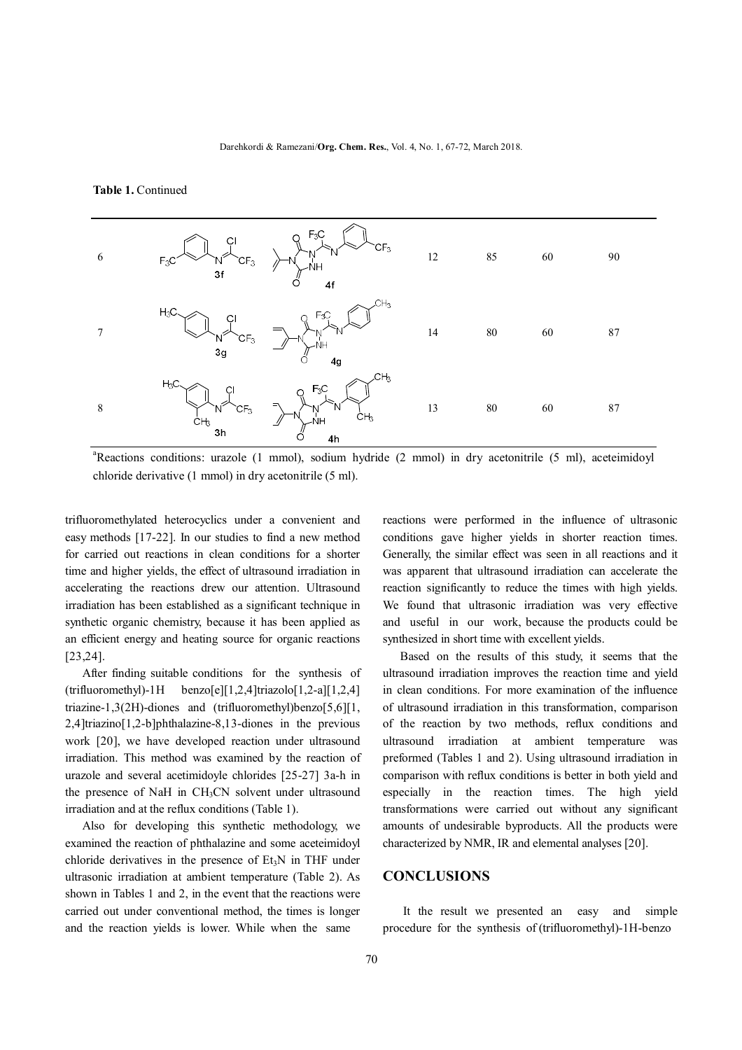**Table 1.** Continued

| | | | | | | |
|---|---|---|---|---|---|---|
| 6 | 3f | 4f | 12 | 85 | 60 | 90 |
| 7 | 3g | 4g | 14 | 80 | 60 | 87 |
| 8 | 3h | 4h | 13 | 80 | 60 | 87 |

[a]Reactions conditions: urazole (1 mmol), sodium hydride (2 mmol) in dry acetonitrile (5 ml), aceteimidoyl chloride derivative (1 mmol) in dry acetonitrile (5 ml).

trifluoromethylated heterocyclics under a convenient and easy methods [17-22]. In our studies to find a new method for carried out reactions in clean conditions for a shorter time and higher yields, the effect of ultrasound irradiation in accelerating the reactions drew our attention. Ultrasound irradiation has been established as a significant technique in synthetic organic chemistry, because it has been applied as an efficient energy and heating source for organic reactions [23,24].

After finding suitable conditions for the synthesis of (trifluoromethyl)-1H benzo[e][1,2,4]triazolo[1,2-a][1,2,4] triazine-1,3(2H)-diones and (trifluoromethyl)benzo[5,6][1, 2,4]triazino[1,2-b]phthalazine-8,13-diones in the previous work [20], we have developed reaction under ultrasound irradiation. This method was examined by the reaction of urazole and several acetimidoyle chlorides [25-27] 3a-h in the presence of NaH in $CH_3CN$ solvent under ultrasound irradiation and at the reflux conditions (Table 1).

Also for developing this synthetic methodology, we examined the reaction of phthalazine and some aceteimidoyl chloride derivatives in the presence of $Et_3N$ in THF under ultrasonic irradiation at ambient temperature (Table 2). As shown in Tables 1 and 2, in the event that the reactions were carried out under conventional method, the times is longer and the reaction yields is lower. While when the same reactions were performed in the influence of ultrasonic conditions gave higher yields in shorter reaction times. Generally, the similar effect was seen in all reactions and it was apparent that ultrasound irradiation can accelerate the reaction significantly to reduce the times with high yields. We found that ultrasonic irradiation was very effective and useful in our work, because the products could be synthesized in short time with excellent yields.

Based on the results of this study, it seems that the ultrasound irradiation improves the reaction time and yield in clean conditions. For more examination of the influence of ultrasound irradiation in this transformation, comparison of the reaction by two methods, reflux conditions and ultrasound irradiation at ambient temperature was preformed (Tables 1 and 2). Using ultrasound irradiation in comparison with reflux conditions is better in both yield and especially in the reaction times. The high yield transformations were carried out without any significant amounts of undesirable byproducts. All the products were characterized by NMR, IR and elemental analyses [20].

## CONCLUSIONS

It the result we presented an easy and simple procedure for the synthesis of (trifluoromethyl)-1H-benzo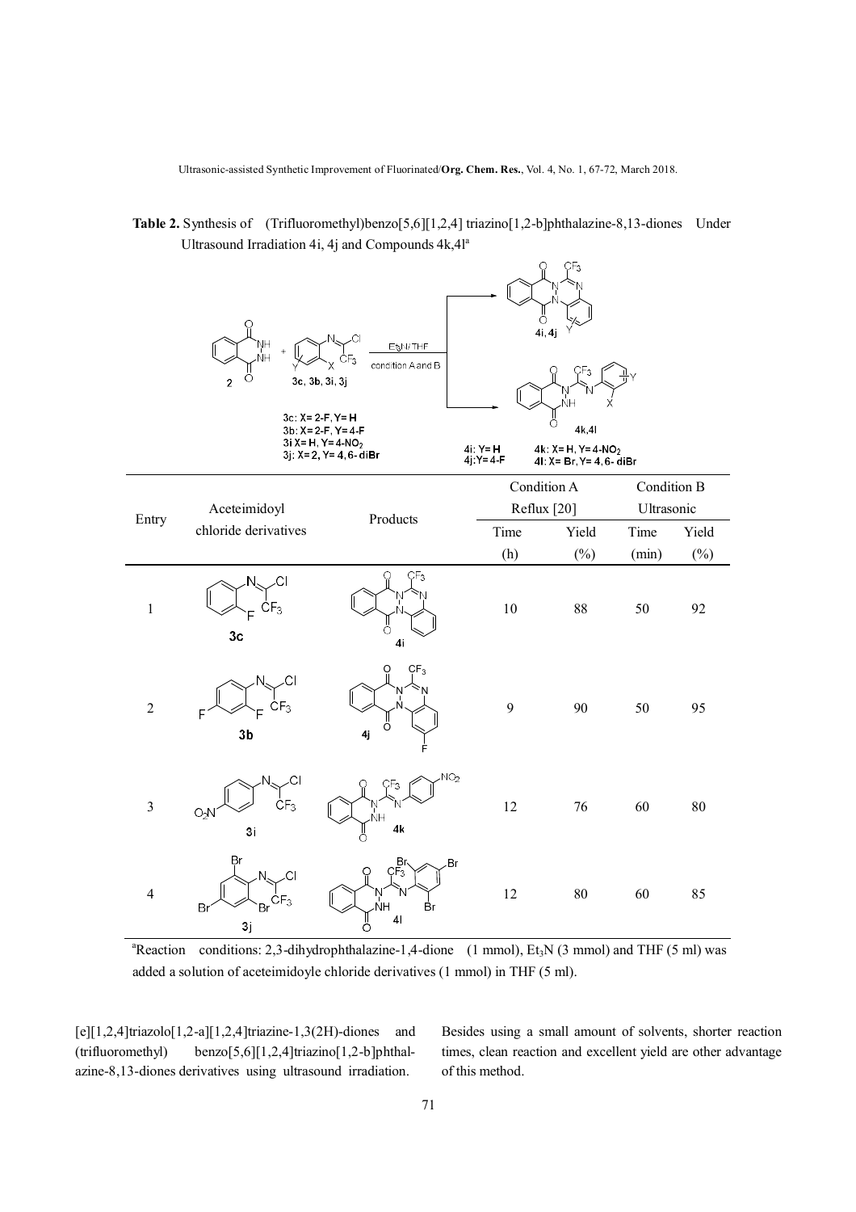**Table 2.** Synthesis of (Trifluoromethyl)benzo[5,6][1,2,4] triazino[1,2-b]phthalazine-8,13-diones Under Ultrasound Irradiation 4i, 4j and Compounds 4k,4l[a]

3c: X= 2-F, Y= H
3b: X= 2-F, Y= 4-F
3i X= H, Y= 4-$NO_2$
3j: X= 2, Y= 4,6- diBr

4i: Y= H
4j: Y= 4-F

4k: X= H, Y= 4-$NO_2$
4l: X= Br, Y= 4,6- diBr

| Entry | Aceteimidoyl chloride derivatives | Products | Condition A Reflux [20] | | Condition B Ultrasonic | |
|---|---|---|---|---|---|---|
| | | | Time (h) | Yield (%) | Time (min) | Yield (%) |
| 1 | 3c | 4i | 10 | 88 | 50 | 92 |
| 2 | 3b | 4j | 9 | 90 | 50 | 95 |
| 3 | 3i | 4k | 12 | 76 | 60 | 80 |
| 4 | 3j | 4l | 12 | 80 | 60 | 85 |

[a]Reaction conditions: 2,3-dihydrophthalazine-1,4-dione (1 mmol), $Et_3N$ (3 mmol) and THF (5 ml) was added a solution of aceteimidoyle chloride derivatives (1 mmol) in THF (5 ml).

[e][1,2,4]triazolo[1,2-a][1,2,4]triazine-1,3(2H)-diones and (trifluoromethyl) benzo[5,6][1,2,4]triazino[1,2-b]phthalazine-8,13-diones derivatives using ultrasound irradiation. Besides using a small amount of solvents, shorter reaction times, clean reaction and excellent yield are other advantage of this method.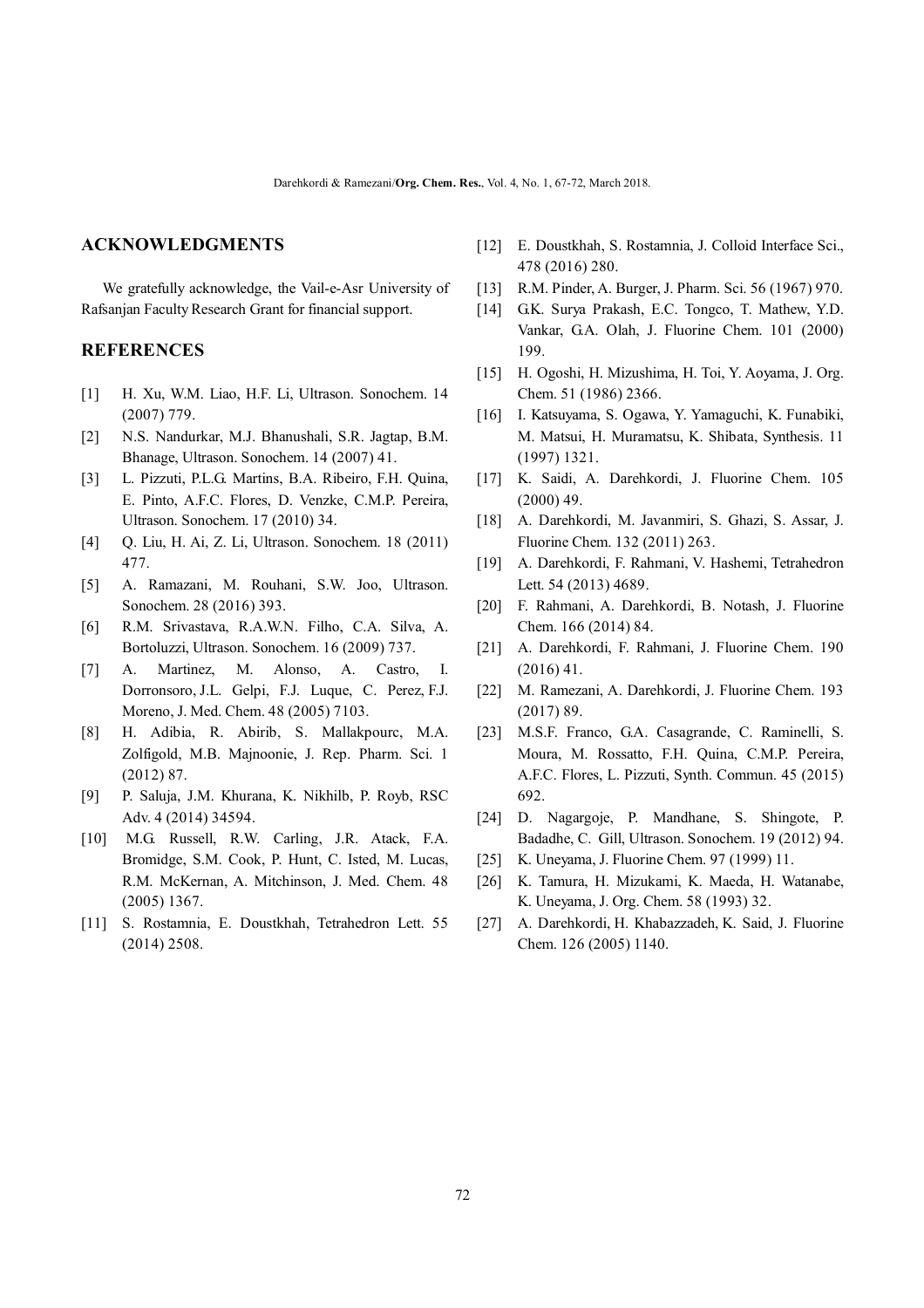## ACKNOWLEDGMENTS

We gratefully acknowledge, the Vail-e-Asr University of Rafsanjan Faculty Research Grant for financial support.

## REFERENCES

[1] H. Xu, W.M. Liao, H.F. Li, Ultrason. Sonochem. 14 (2007) 779.

[2] N.S. Nandurkar, M.J. Bhanushali, S.R. Jagtap, B.M. Bhanage, Ultrason. Sonochem. 14 (2007) 41.

[3] L. Pizzuti, P.L.G. Martins, B.A. Ribeiro, F.H. Quina, E. Pinto, A.F.C. Flores, D. Venzke, C.M.P. Pereira, Ultrason. Sonochem. 17 (2010) 34.

[4] Q. Liu, H. Ai, Z. Li, Ultrason. Sonochem. 18 (2011) 477.

[5] A. Ramazani, M. Rouhani, S.W. Joo, Ultrason. Sonochem. 28 (2016) 393.

[6] R.M. Srivastava, R.A.W.N. Filho, C.A. Silva, A. Bortoluzzi, Ultrason. Sonochem. 16 (2009) 737.

[7] A. Martinez, M. Alonso, A. Castro, I. Dorronsoro, J.L. Gelpi, F.J. Luque, C. Perez, F.J. Moreno, J. Med. Chem. 48 (2005) 7103.

[8] H. Adibia, R. Abirib, S. Mallakpourc, M.A. Zolfigold, M.B. Majnoonie, J. Rep. Pharm. Sci. 1 (2012) 87.

[9] P. Saluja, J.M. Khurana, K. Nikhilb, P. Royb, RSC Adv. 4 (2014) 34594.

[10] M.G. Russell, R.W. Carling, J.R. Atack, F.A. Bromidge, S.M. Cook, P. Hunt, C. Isted, M. Lucas, R.M. McKernan, A. Mitchinson, J. Med. Chem. 48 (2005) 1367.

[11] S. Rostamnia, E. Doustkhah, Tetrahedron Lett. 55 (2014) 2508.

[12] E. Doustkhah, S. Rostamnia, J. Colloid Interface Sci., 478 (2016) 280.

[13] R.M. Pinder, A. Burger, J. Pharm. Sci. 56 (1967) 970.

[14] G.K. Surya Prakash, E.C. Tongco, T. Mathew, Y.D. Vankar, G.A. Olah, J. Fluorine Chem. 101 (2000) 199.

[15] H. Ogoshi, H. Mizushima, H. Toi, Y. Aoyama, J. Org. Chem. 51 (1986) 2366.

[16] I. Katsuyama, S. Ogawa, Y. Yamaguchi, K. Funabiki, M. Matsui, H. Muramatsu, K. Shibata, Synthesis. 11 (1997) 1321.

[17] K. Saidi, A. Darehkordi, J. Fluorine Chem. 105 (2000) 49.

[18] A. Darehkordi, M. Javanmiri, S. Ghazi, S. Assar, J. Fluorine Chem. 132 (2011) 263.

[19] A. Darehkordi, F. Rahmani, V. Hashemi, Tetrahedron Lett. 54 (2013) 4689.

[20] F. Rahmani, A. Darehkordi, B. Notash, J. Fluorine Chem. 166 (2014) 84.

[21] A. Darehkordi, F. Rahmani, J. Fluorine Chem. 190 (2016) 41.

[22] M. Ramezani, A. Darehkordi, J. Fluorine Chem. 193 (2017) 89.

[23] M.S.F. Franco, G.A. Casagrande, C. Raminelli, S. Moura, M. Rossatto, F.H. Quina, C.M.P. Pereira, A.F.C. Flores, L. Pizzuti, Synth. Commun. 45 (2015) 692.

[24] D. Nagargoje, P. Mandhane, S. Shingote, P. Badadhe, C. Gill, Ultrason. Sonochem. 19 (2012) 94.

[25] K. Uneyama, J. Fluorine Chem. 97 (1999) 11.

[26] K. Tamura, H. Mizukami, K. Maeda, H. Watanabe, K. Uneyama, J. Org. Chem. 58 (1993) 32.

[27] A. Darehkordi, H. Khabazzadeh, K. Said, J. Fluorine Chem. 126 (2005) 1140.